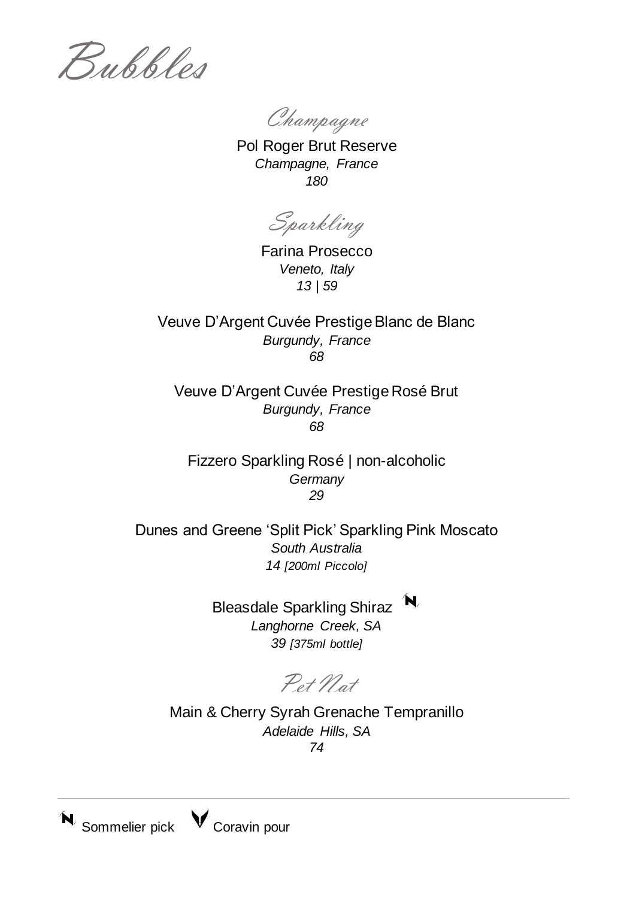# Bubbles

## Champagne

Pol Roger Brut Reserve
*Champagne, France*
*180*

## Sparkling

Farina Prosecco
*Veneto, Italy*
*13 | 59*

Veuve D'Argent Cuvée Prestige Blanc de Blanc
*Burgundy, France*
*68*

Veuve D'Argent Cuvée Prestige Rosé Brut
*Burgundy, France*
*68*

Fizzero Sparkling Rosé | non-alcoholic
*Germany*
*29*

Dunes and Greene 'Split Pick' Sparkling Pink Moscato
*South Australia*
*14 [200ml Piccolo]*

Bleasdale Sparkling Shiraz N
*Langhorne Creek, SA*
*39 [375ml bottle]*

## Pet Nat

Main & Cherry Syrah Grenache Tempranillo
*Adelaide Hills, SA*
*74*

---

N Sommelier pick  V Coravin pour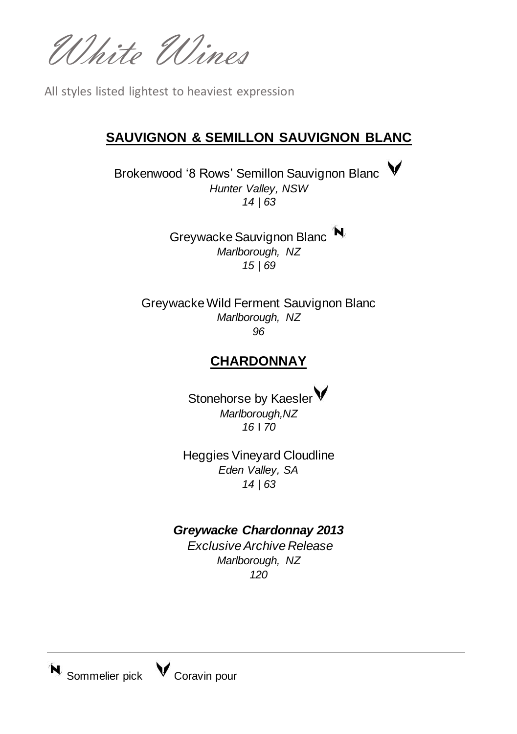# White Wines

All styles listed lightest to heaviest expression

## SAUVIGNON & SEMILLON SAUVIGNON BLANC

Brokenwood '8 Rows' Semillon Sauvignon Blanc (Coravin pour)
*Hunter Valley, NSW*
*14 | 63*

Greywacke Sauvignon Blanc (Sommelier pick)
*Marlborough, NZ*
*15 | 69*

Greywacke Wild Ferment Sauvignon Blanc
*Marlborough, NZ*
*96*

## CHARDONNAY

Stonehorse by Kaesler (Coravin pour)
*Marlborough,NZ*
*16 I 70*

Heggies Vineyard Cloudline
*Eden Valley, SA*
*14 | 63*

***Greywacke Chardonnay 2013***
*Exclusive Archive Release*
*Marlborough, NZ*
*120*

---

Sommelier pick · Coravin pour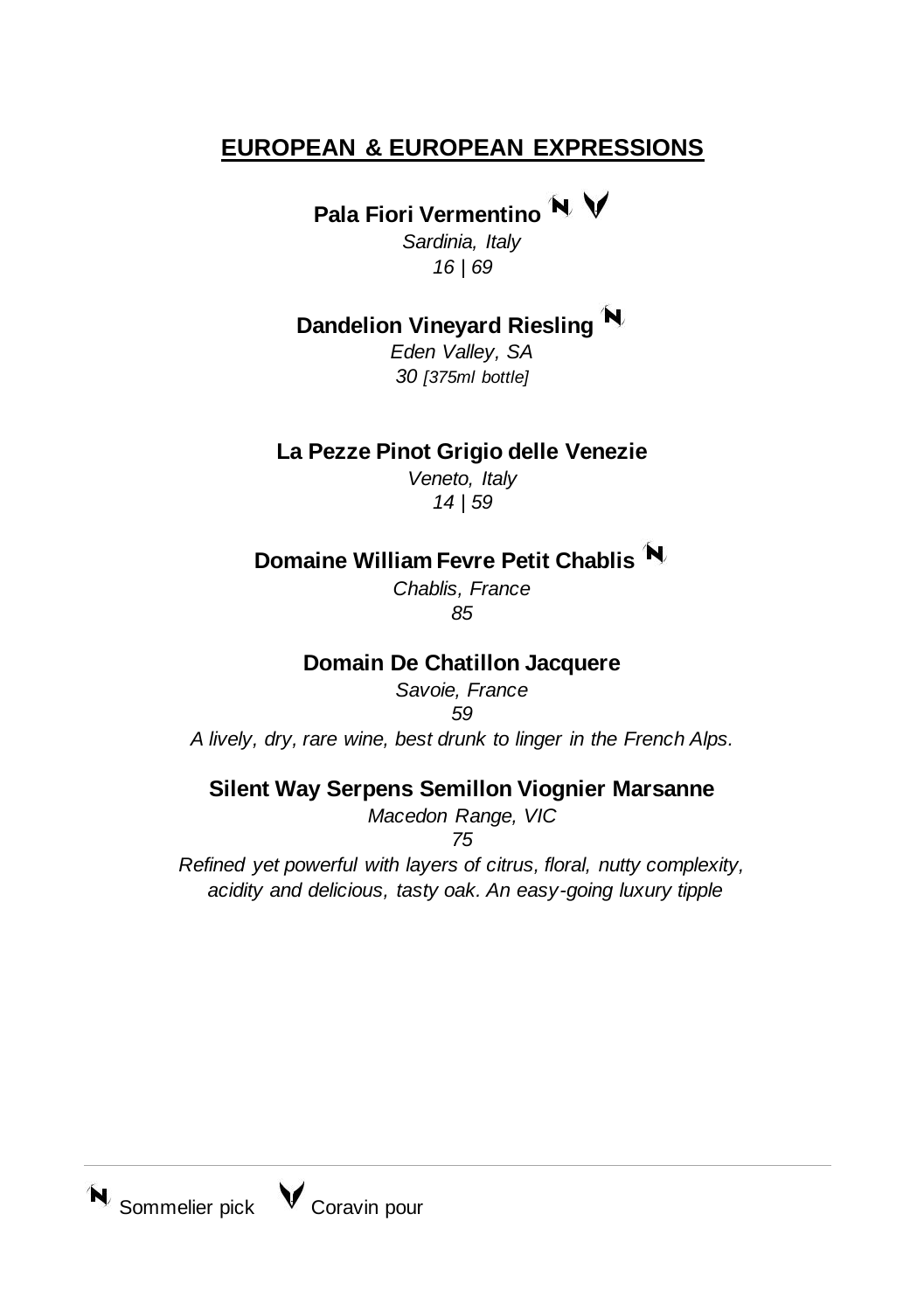## EUROPEAN & EUROPEAN EXPRESSIONS

**Pala Fiori Vermentino** N V

*Sardinia, Italy*

*16 | 69*

**Dandelion Vineyard Riesling** N

*Eden Valley, SA*

*30 [375ml bottle]*

**La Pezze Pinot Grigio delle Venezie**

*Veneto, Italy*

*14 | 59*

**Domaine William Fevre Petit Chablis** N

*Chablis, France*

*85*

**Domain De Chatillon Jacquere**

*Savoie, France*

*59*

*A lively, dry, rare wine, best drunk to linger in the French Alps.*

**Silent Way Serpens Semillon Viognier Marsanne**

*Macedon Range, VIC*

*75*

*Refined yet powerful with layers of citrus, floral, nutty complexity, acidity and delicious, tasty oak. An easy-going luxury tipple*

---

N Sommelier pick V Coravin pour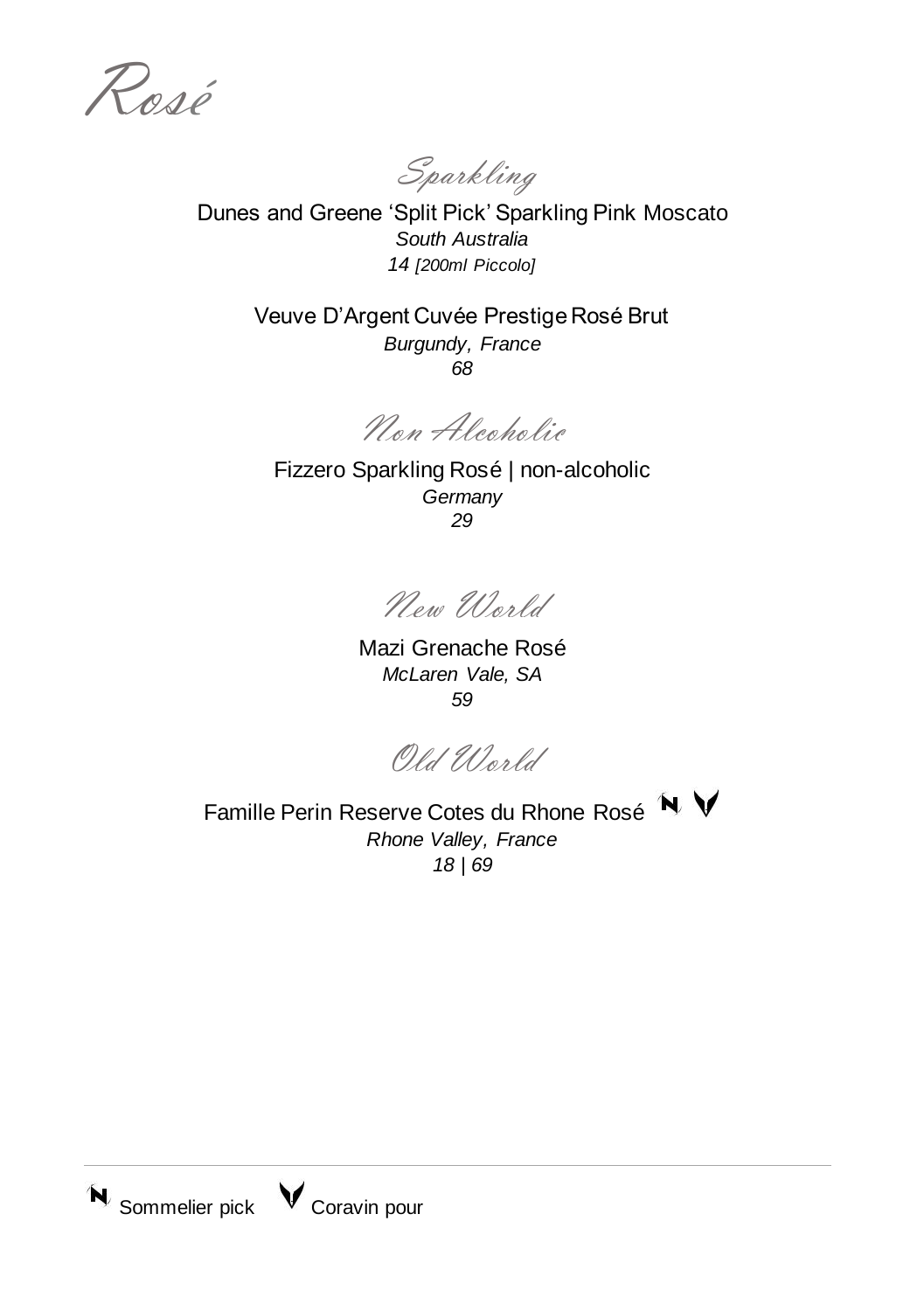# Rosé

## Sparkling

Dunes and Greene 'Split Pick' Sparkling Pink Moscato
*South Australia*
*14 [200ml Piccolo]*

Veuve D'Argent Cuvée Prestige Rosé Brut
*Burgundy, France*
*68*

## Non Alcoholic

Fizzero Sparkling Rosé | non-alcoholic
*Germany*
*29*

## New World

Mazi Grenache Rosé
*McLaren Vale, SA*
*59*

## Old World

Famille Perin Reserve Cotes du Rhone Rosé (Sommelier pick) (Coravin pour)
*Rhone Valley, France*
*18 | 69*

---

Sommelier pick · Coravin pour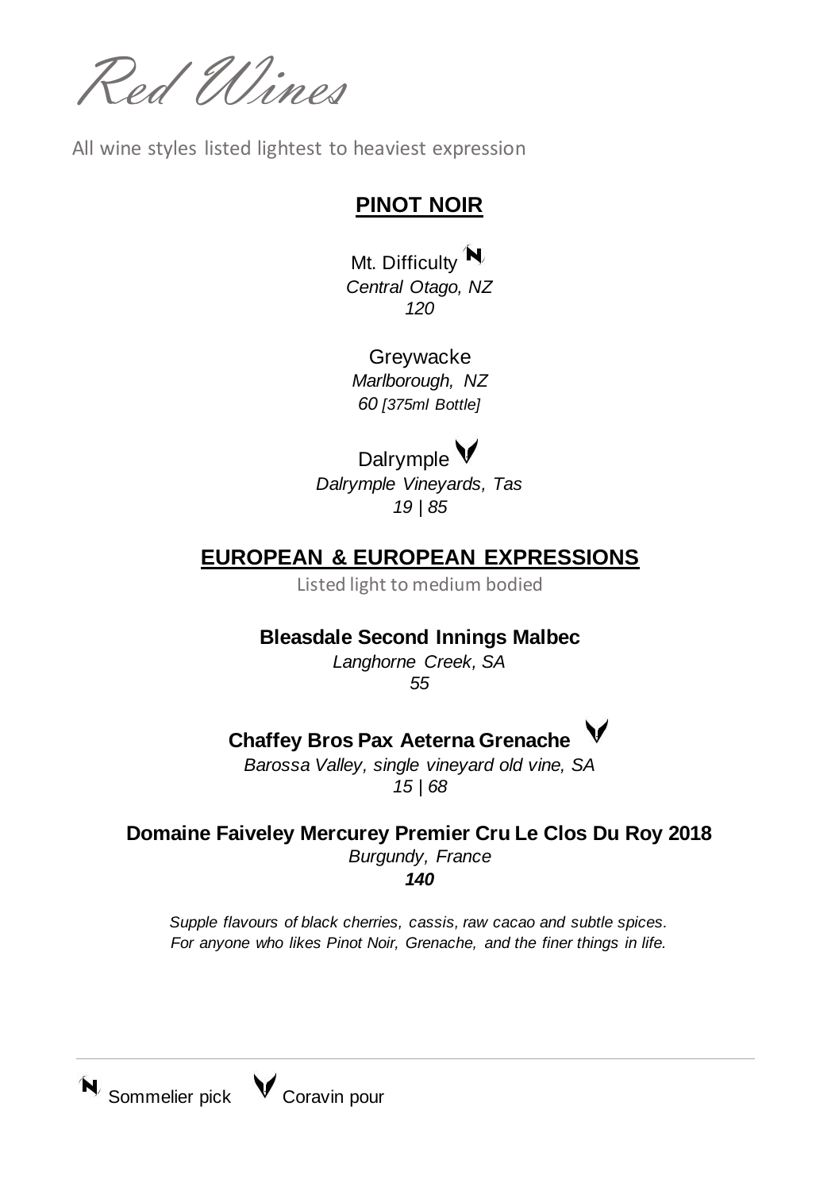# Red Wines

All wine styles listed lightest to heaviest expression

## PINOT NOIR

Mt. Difficulty (Sommelier pick)
*Central Otago, NZ*
*120*

Greywacke
*Marlborough, NZ*
*60 [375ml Bottle]*

Dalrymple (Coravin pour)
*Dalrymple Vineyards, Tas*
*19 | 85*

## EUROPEAN & EUROPEAN EXPRESSIONS

Listed light to medium bodied

**Bleasdale Second Innings Malbec**
*Langhorne Creek, SA*
*55*

**Chaffey Bros Pax Aeterna Grenache** (Coravin pour)
*Barossa Valley, single vineyard old vine, SA*
*15 | 68*

**Domaine Faiveley Mercurey Premier Cru Le Clos Du Roy 2018**
*Burgundy, France*
***140***

*Supple flavours of black cherries, cassis, raw cacao and subtle spices.*
*For anyone who likes Pinot Noir, Grenache, and the finer things in life.*

---

Sommelier pick   Coravin pour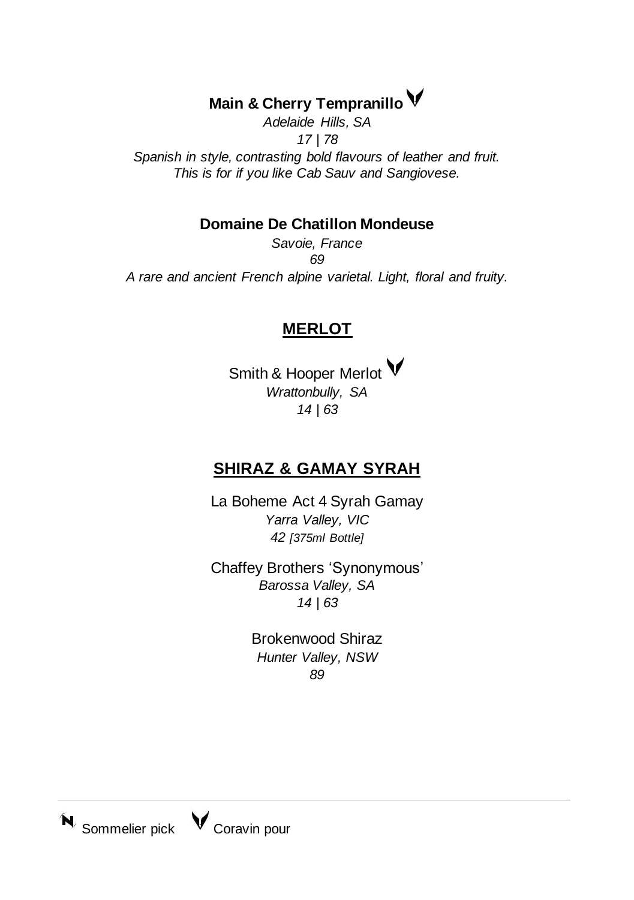**Main & Cherry Tempranillo** V

*Adelaide Hills, SA*

*17 | 78*

*Spanish in style, contrasting bold flavours of leather and fruit.*
*This is for if you like Cab Sauv and Sangiovese.*

**Domaine De Chatillon Mondeuse**

*Savoie, France*

*69*

*A rare and ancient French alpine varietal. Light, floral and fruity.*

## MERLOT

Smith & Hooper Merlot V

*Wrattonbully, SA*

*14 | 63*

## SHIRAZ & GAMAY SYRAH

La Boheme Act 4 Syrah Gamay

*Yarra Valley, VIC*

*42 [375ml Bottle]*

Chaffey Brothers 'Synonymous'

*Barossa Valley, SA*

*14 | 63*

Brokenwood Shiraz

*Hunter Valley, NSW*

*89*

---

N Sommelier pick V Coravin pour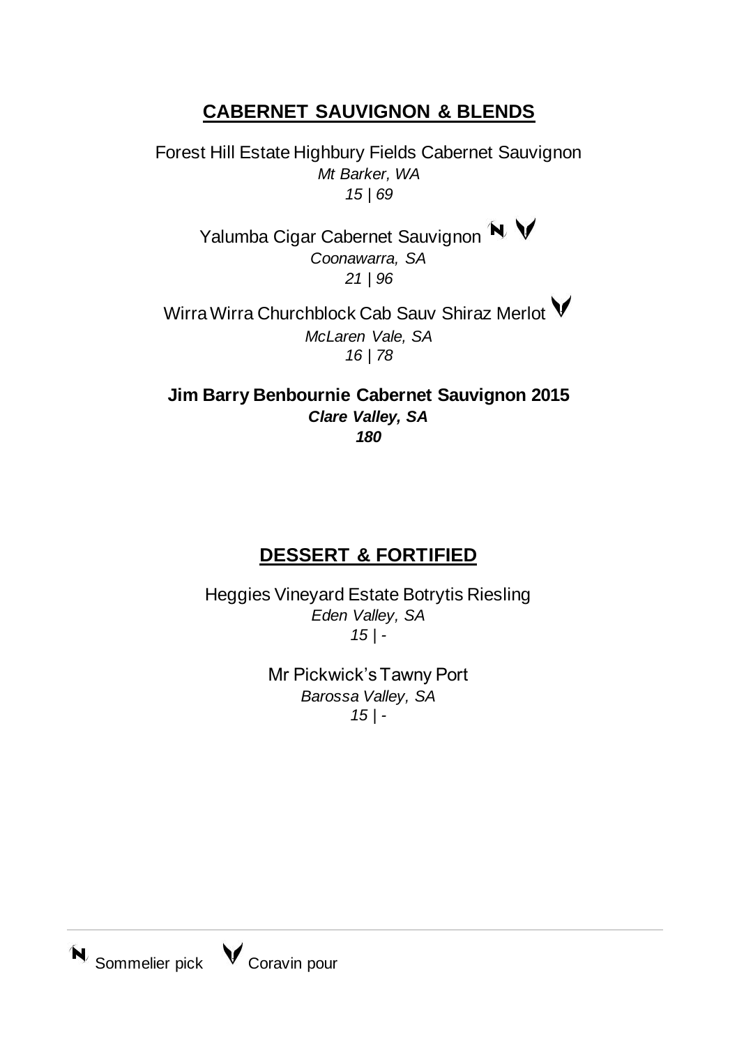## CABERNET SAUVIGNON & BLENDS

Forest Hill Estate Highbury Fields Cabernet Sauvignon
*Mt Barker, WA*
*15 | 69*

Yalumba Cigar Cabernet Sauvignon N V
*Coonawarra, SA*
*21 | 96*

Wirra Wirra Churchblock Cab Sauv Shiraz Merlot V
*McLaren Vale, SA*
*16 | 78*

**Jim Barry Benbournie Cabernet Sauvignon 2015**
***Clare Valley, SA***
***180***

## DESSERT & FORTIFIED

Heggies Vineyard Estate Botrytis Riesling
*Eden Valley, SA*
*15 | -*

Mr Pickwick's Tawny Port
*Barossa Valley, SA*
*15 | -*

---

N Sommelier pick V Coravin pour